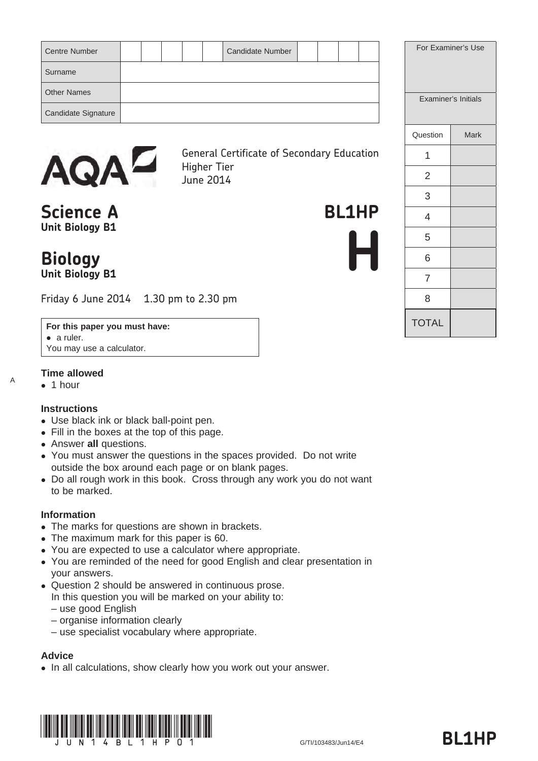| Centre Number | | | | | | Candidate Number | | | | |
|---|---|---|---|---|---|---|---|---|---|---|
| Surname | | | | | | | | | | |
| Other Names | | | | | | | | | | |
| Candidate Signature | | | | | | | | | | |

| For Examiner's Use | |
|---|---|
| Examiner's Initials | |
| Question | Mark |
| 1 | |
| 2 | |
| 3 | |
| 4 | |
| 5 | |
| 6 | |
| 7 | |
| 8 | |
| TOTAL | |

AQA

General Certificate of Secondary Education
Higher Tier
June 2014

# Science A
**Unit Biology B1**

# Biology
**Unit Biology B1**

**BL1HP**

**H**

Friday 6 June 2014 1.30 pm to 2.30 pm

**For this paper you must have:**
- a ruler.

You may use a calculator.

### Time allowed
- 1 hour

### Instructions
- Use black ink or black ball-point pen.
- Fill in the boxes at the top of this page.
- Answer **all** questions.
- You must answer the questions in the spaces provided. Do not write outside the box around each page or on blank pages.
- Do all rough work in this book. Cross through any work you do not want to be marked.

### Information
- The marks for questions are shown in brackets.
- The maximum mark for this paper is 60.
- You are expected to use a calculator where appropriate.
- You are reminded of the need for good English and clear presentation in your answers.
- Question 2 should be answered in continuous prose.
  In this question you will be marked on your ability to:
  – use good English
  – organise information clearly
  – use specialist vocabulary where appropriate.

### Advice
- In all calculations, show clearly how you work out your answer.

G/TI/103483/Jun14/E4

BL1HP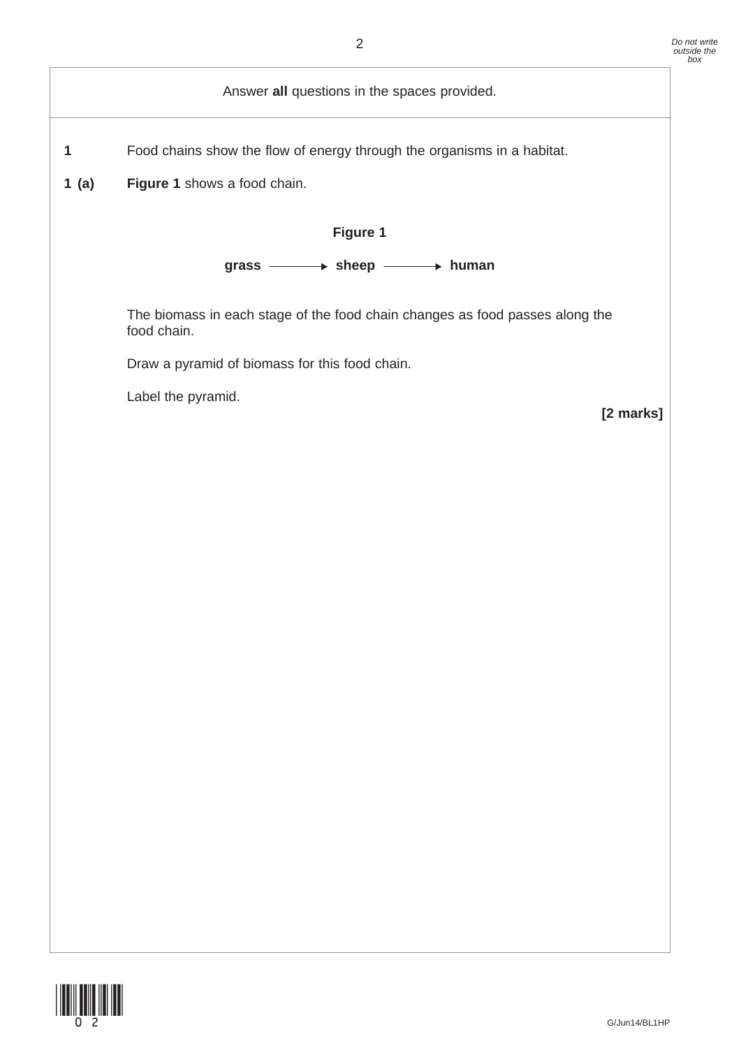Answer **all** questions in the spaces provided.

**1** Food chains show the flow of energy through the organisms in a habitat.

**1 (a)** **Figure 1** shows a food chain.

**Figure 1**

**grass** ⟶ **sheep** ⟶ **human**

The biomass in each stage of the food chain changes as food passes along the food chain.

Draw a pyramid of biomass for this food chain.

Label the pyramid.

**[2 marks]**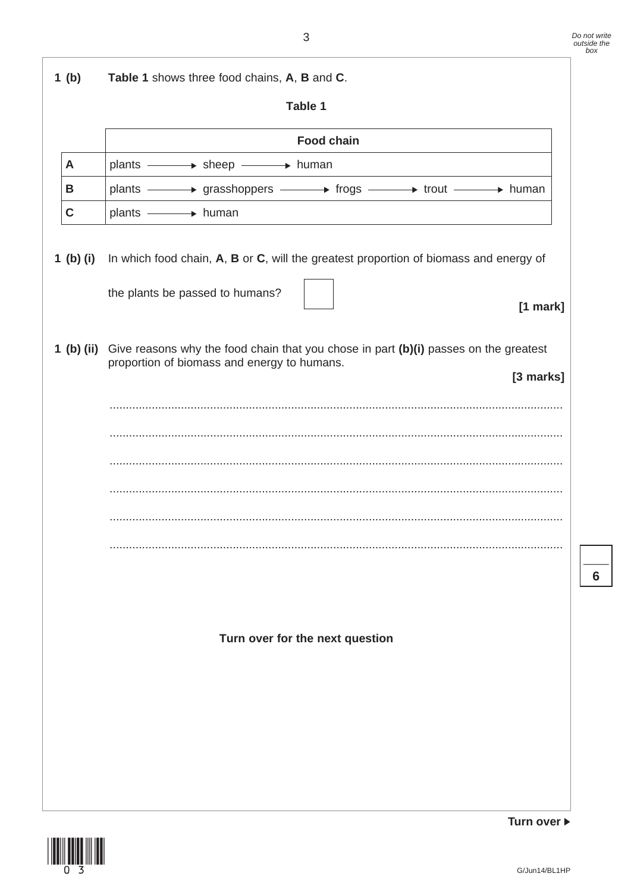**1 (b)** **Table 1** shows three food chains, **A**, **B** and **C**.

**Table 1**

| | Food chain |
|---|---|
| **A** | plants → sheep → human |
| **B** | plants → grasshoppers → frogs → trout → human |
| **C** | plants → human |

**1 (b) (i)** In which food chain, **A**, **B** or **C**, will the greatest proportion of biomass and energy of the plants be passed to humans?

☐

**[1 mark]**

**1 (b) (ii)** Give reasons why the food chain that you chose in part **(b)(i)** passes on the greatest proportion of biomass and energy to humans.

**[3 marks]**

..........................................................................................................................................

..........................................................................................................................................

..........................................................................................................................................

..........................................................................................................................................

..........................................................................................................................................

..........................................................................................................................................

**Turn over for the next question**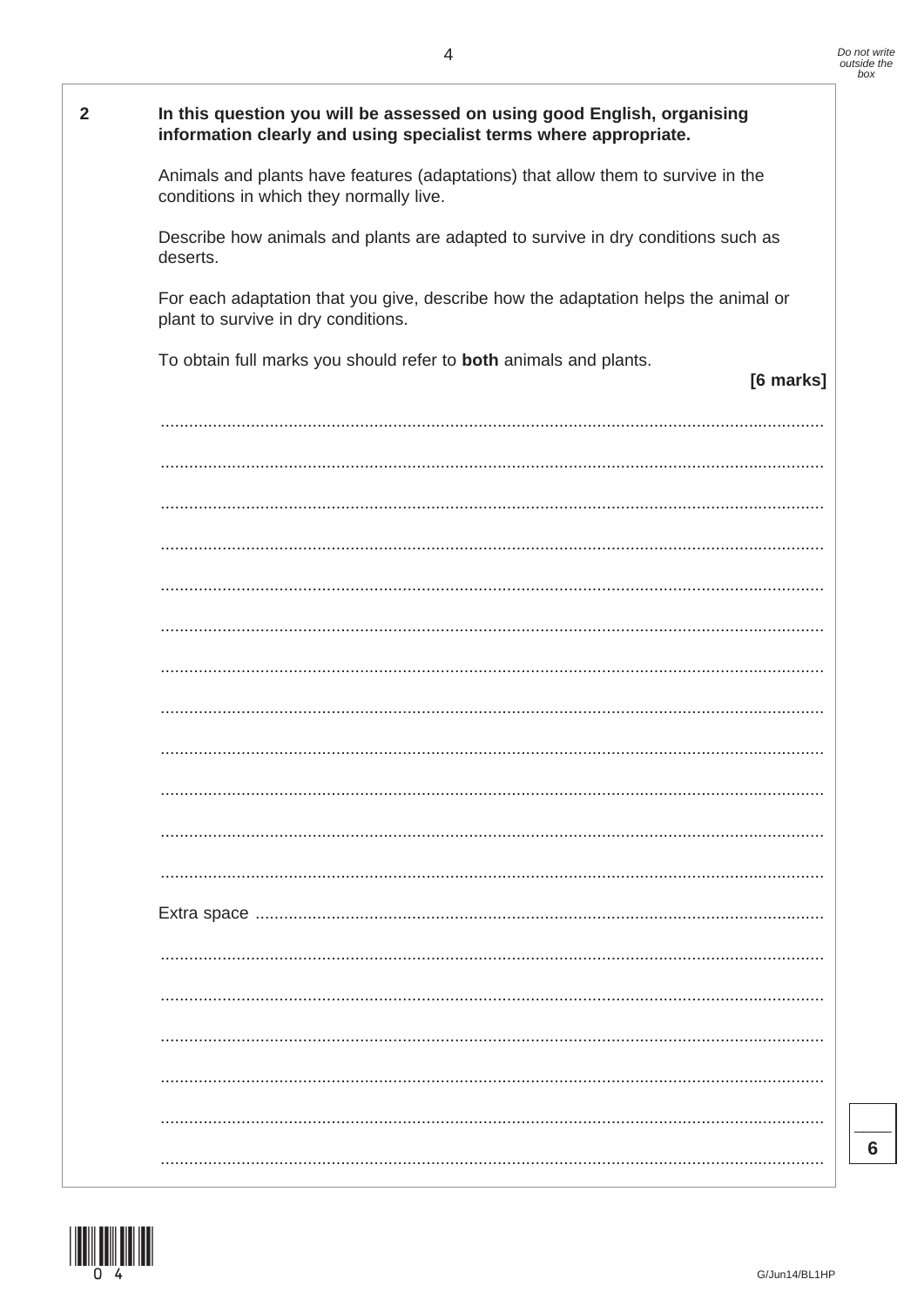**2** **In this question you will be assessed on using good English, organising information clearly and using specialist terms where appropriate.**

Animals and plants have features (adaptations) that allow them to survive in the conditions in which they normally live.

Describe how animals and plants are adapted to survive in dry conditions such as deserts.

For each adaptation that you give, describe how the adaptation helps the animal or plant to survive in dry conditions.

To obtain full marks you should refer to **both** animals and plants.

**[6 marks]**

..........................................................................................................................................

..........................................................................................................................................

..........................................................................................................................................

..........................................................................................................................................

..........................................................................................................................................

..........................................................................................................................................

..........................................................................................................................................

..........................................................................................................................................

..........................................................................................................................................

..........................................................................................................................................

..........................................................................................................................................

..........................................................................................................................................

Extra space ..........................................................................................................................

..........................................................................................................................................

..........................................................................................................................................

..........................................................................................................................................

..........................................................................................................................................

..........................................................................................................................................

..........................................................................................................................................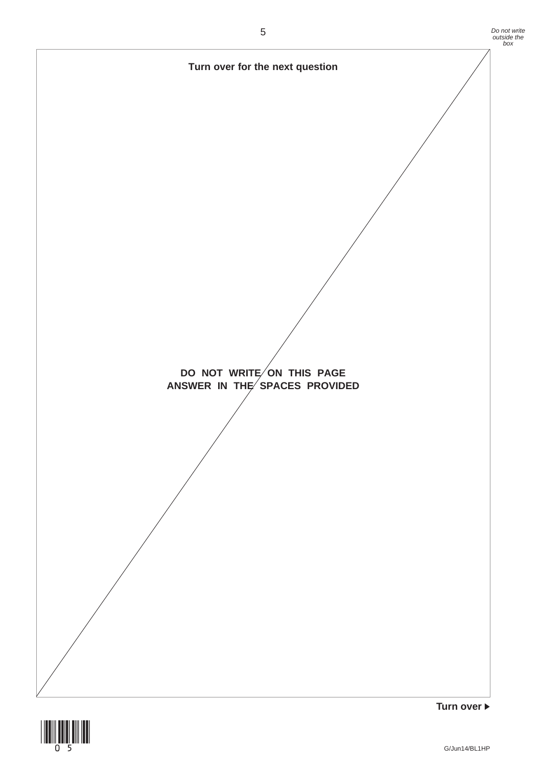**Turn over for the next question**

**DO NOT WRITE ON THIS PAGE**
**ANSWER IN THE SPACES PROVIDED**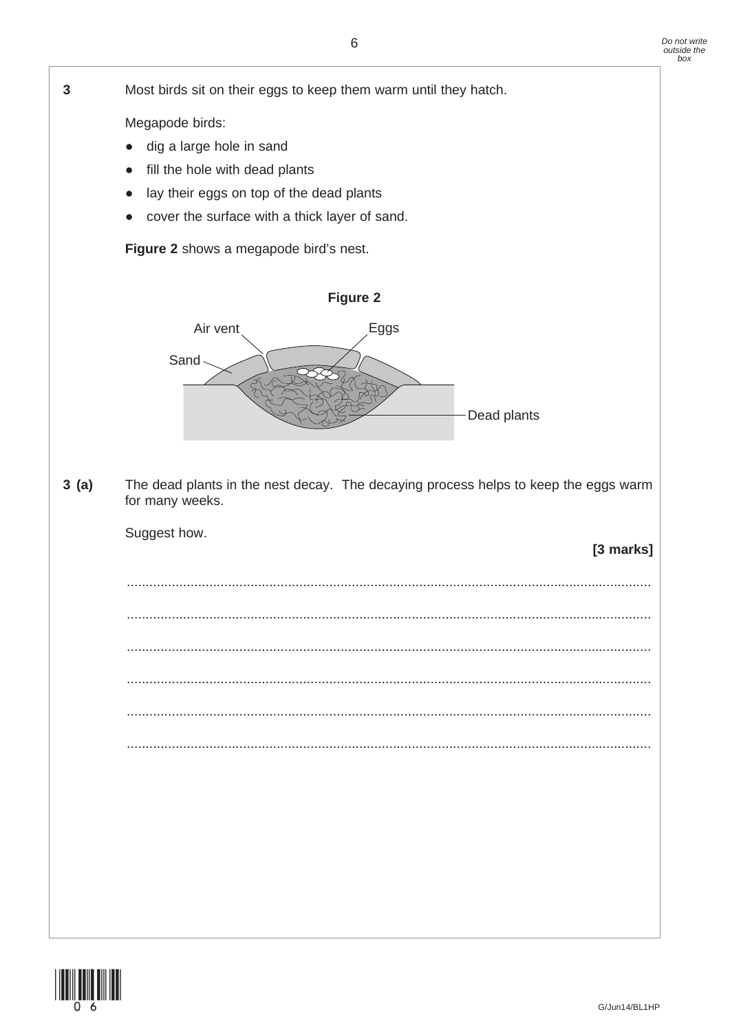**3** Most birds sit on their eggs to keep them warm until they hatch.

Megapode birds:

- dig a large hole in sand
- fill the hole with dead plants
- lay their eggs on top of the dead plants
- cover the surface with a thick layer of sand.

**Figure 2** shows a megapode bird's nest.

**Figure 2**

Air vent — Eggs — Sand — Dead plants

**3 (a)** The dead plants in the nest decay. The decaying process helps to keep the eggs warm for many weeks.

Suggest how.

**[3 marks]**

.........................................................................................................................................

.........................................................................................................................................

.........................................................................................................................................

.........................................................................................................................................

.........................................................................................................................................

.........................................................................................................................................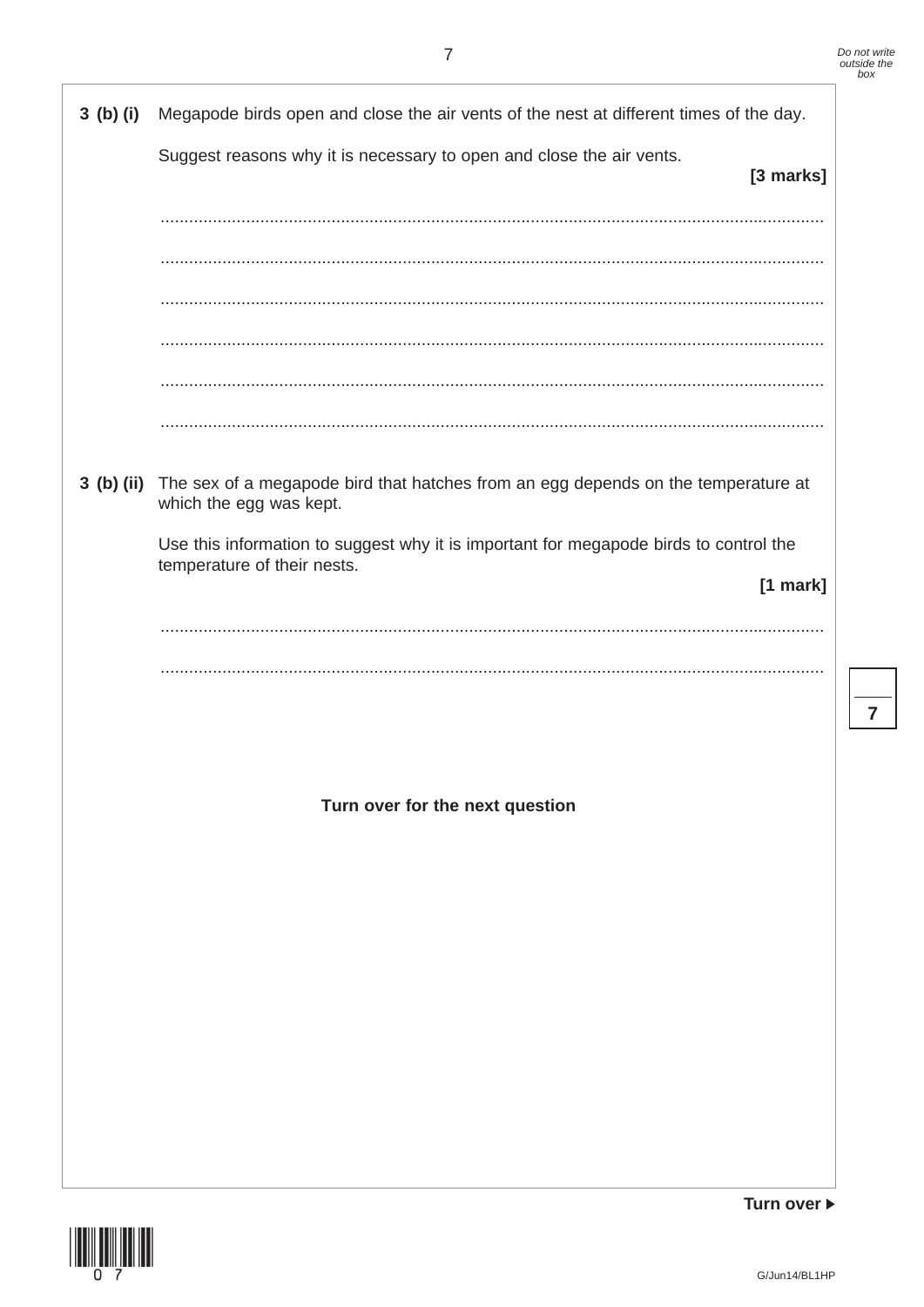**3 (b) (i)** Megapode birds open and close the air vents of the nest at different times of the day.

Suggest reasons why it is necessary to open and close the air vents.

**[3 marks]**

............................................................................................................................................

............................................................................................................................................

............................................................................................................................................

............................................................................................................................................

............................................................................................................................................

............................................................................................................................................

**3 (b) (ii)** The sex of a megapode bird that hatches from an egg depends on the temperature at which the egg was kept.

Use this information to suggest why it is important for megapode birds to control the temperature of their nests.

**[1 mark]**

............................................................................................................................................

............................................................................................................................................

**Turn over for the next question**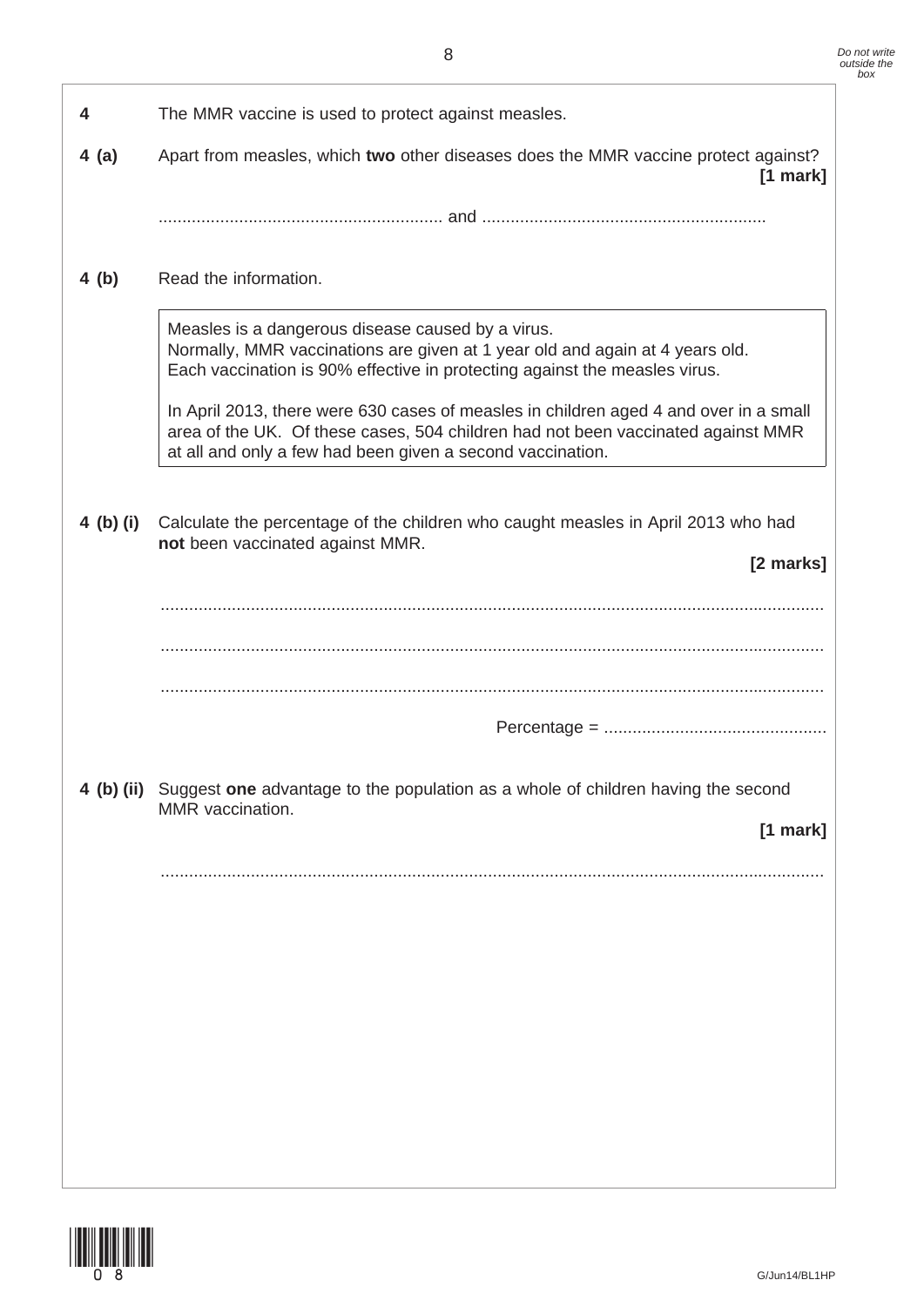**4** The MMR vaccine is used to protect against measles.

**4 (a)** Apart from measles, which **two** other diseases does the MMR vaccine protect against? **[1 mark]**

............................................................ and ............................................................

**4 (b)** Read the information.

> Measles is a dangerous disease caused by a virus.
> Normally, MMR vaccinations are given at 1 year old and again at 4 years old.
> Each vaccination is 90% effective in protecting against the measles virus.
>
> In April 2013, there were 630 cases of measles in children aged 4 and over in a small area of the UK. Of these cases, 504 children had not been vaccinated against MMR at all and only a few had been given a second vaccination.

**4 (b) (i)** Calculate the percentage of the children who caught measles in April 2013 who had **not** been vaccinated against MMR. **[2 marks]**

............................................................................................................................................

............................................................................................................................................

............................................................................................................................................

Percentage = ................................................

**4 (b) (ii)** Suggest **one** advantage to the population as a whole of children having the second MMR vaccination. **[1 mark]**

............................................................................................................................................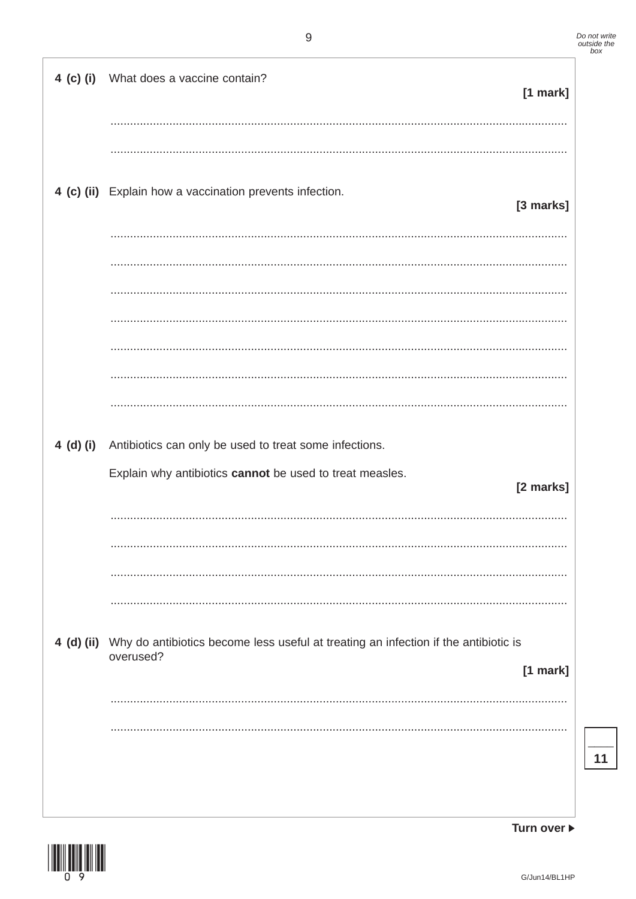**4 (c) (i)** What does a vaccine contain?

**[1 mark]**

..........................................................................................................................................

..........................................................................................................................................

**4 (c) (ii)** Explain how a vaccination prevents infection.

**[3 marks]**

..........................................................................................................................................

..........................................................................................................................................

..........................................................................................................................................

..........................................................................................................................................

..........................................................................................................................................

..........................................................................................................................................

..........................................................................................................................................

**4 (d) (i)** Antibiotics can only be used to treat some infections.

Explain why antibiotics **cannot** be used to treat measles.

**[2 marks]**

..........................................................................................................................................

..........................................................................................................................................

..........................................................................................................................................

..........................................................................................................................................

**4 (d) (ii)** Why do antibiotics become less useful at treating an infection if the antibiotic is overused?

**[1 mark]**

..........................................................................................................................................

..........................................................................................................................................

**11**

**Turn over ▶**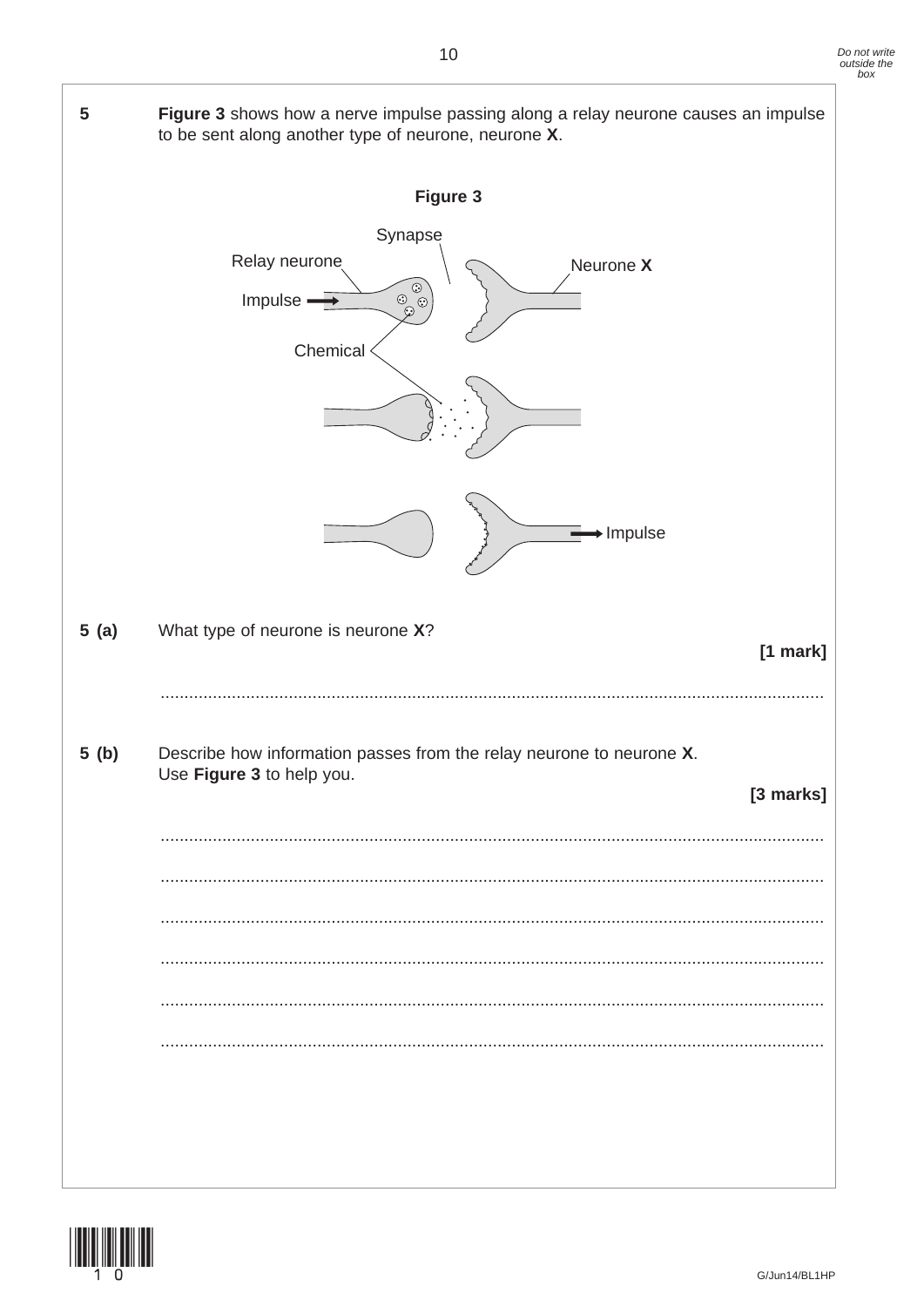**5** **Figure 3** shows how a nerve impulse passing along a relay neurone causes an impulse to be sent along another type of neurone, neurone **X**.

**Figure 3**

Synapse

Relay neurone

Neurone **X**

Impulse

Chemical

Impulse

**5 (a)** What type of neurone is neurone **X**?

**[1 mark]**

............................................................................................................................................

**5 (b)** Describe how information passes from the relay neurone to neurone **X**.
Use **Figure 3** to help you.

**[3 marks]**

............................................................................................................................................

............................................................................................................................................

............................................................................................................................................

............................................................................................................................................

............................................................................................................................................

............................................................................................................................................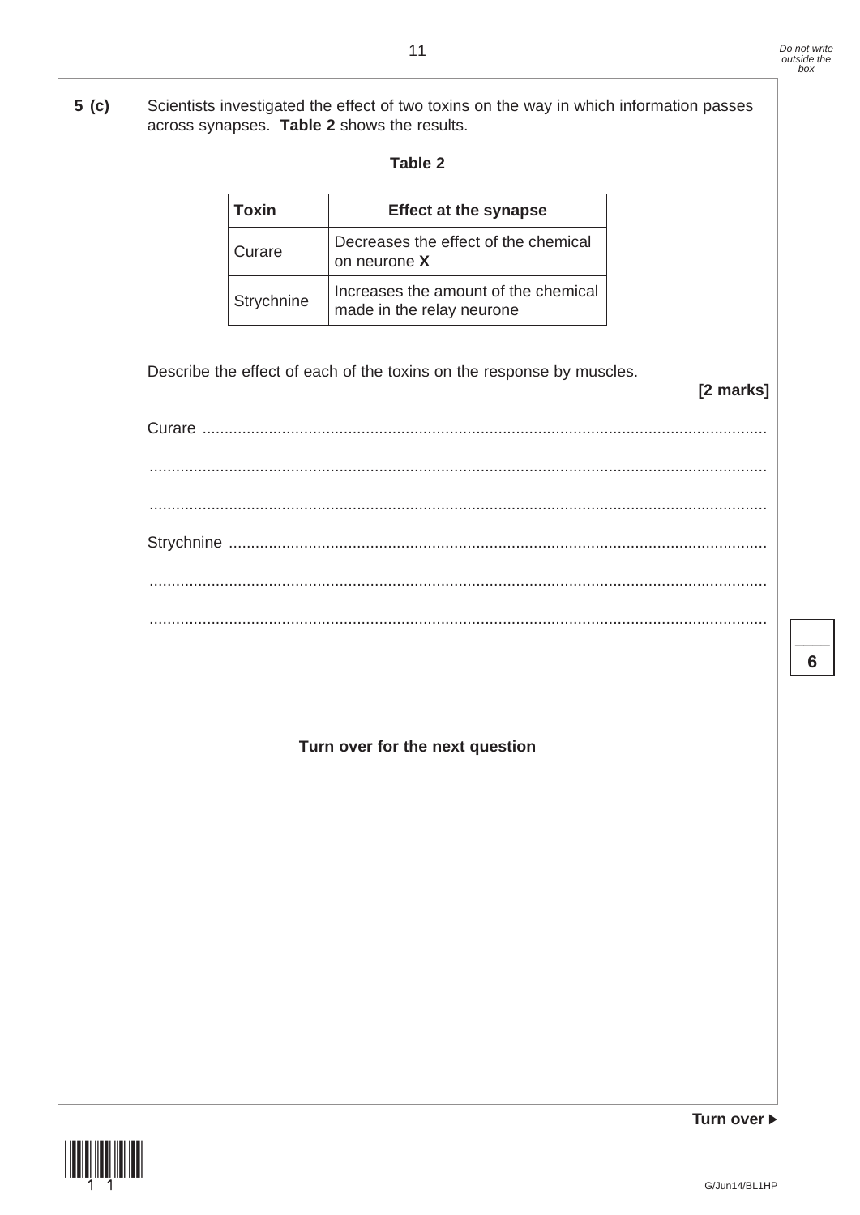**5 (c)** Scientists investigated the effect of two toxins on the way in which information passes across synapses. **Table 2** shows the results.

**Table 2**

| Toxin | Effect at the synapse |
|---|---|
| Curare | Decreases the effect of the chemical on neurone **X** |
| Strychnine | Increases the amount of the chemical made in the relay neurone |

Describe the effect of each of the toxins on the response by muscles.

**[2 marks]**

Curare ..............................................................................................................................

..........................................................................................................................................

..........................................................................................................................................

Strychnine ........................................................................................................................

..........................................................................................................................................

..........................................................................................................................................

**Turn over for the next question**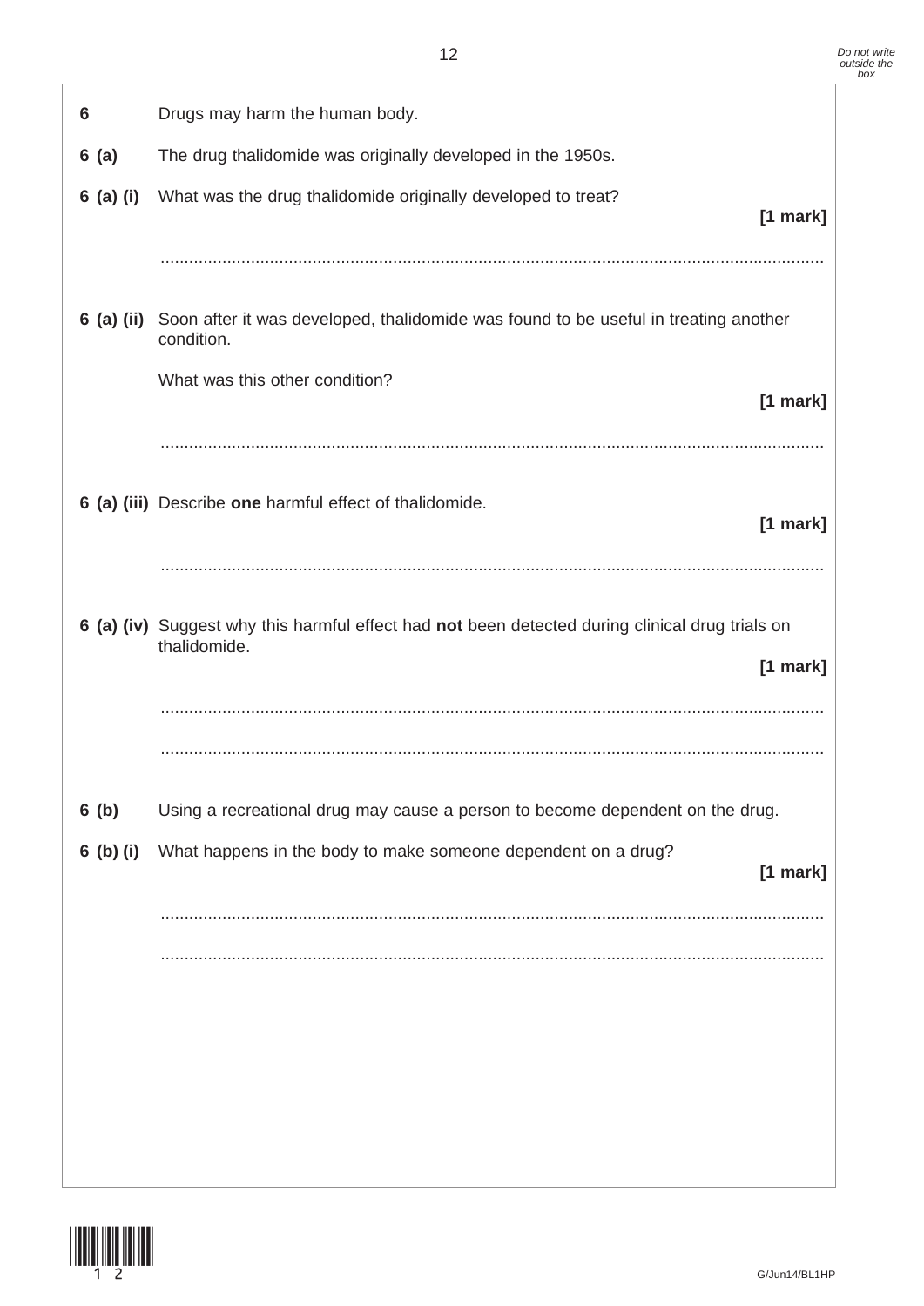**6** Drugs may harm the human body.

**6 (a)** The drug thalidomide was originally developed in the 1950s.

**6 (a) (i)** What was the drug thalidomide originally developed to treat?

**[1 mark]**

...........................................................................................................................................

**6 (a) (ii)** Soon after it was developed, thalidomide was found to be useful in treating another condition.

What was this other condition?

**[1 mark]**

...........................................................................................................................................

**6 (a) (iii)** Describe **one** harmful effect of thalidomide.

**[1 mark]**

...........................................................................................................................................

**6 (a) (iv)** Suggest why this harmful effect had **not** been detected during clinical drug trials on thalidomide.

**[1 mark]**

...........................................................................................................................................

...........................................................................................................................................

**6 (b)** Using a recreational drug may cause a person to become dependent on the drug.

**6 (b) (i)** What happens in the body to make someone dependent on a drug?

**[1 mark]**

...........................................................................................................................................

...........................................................................................................................................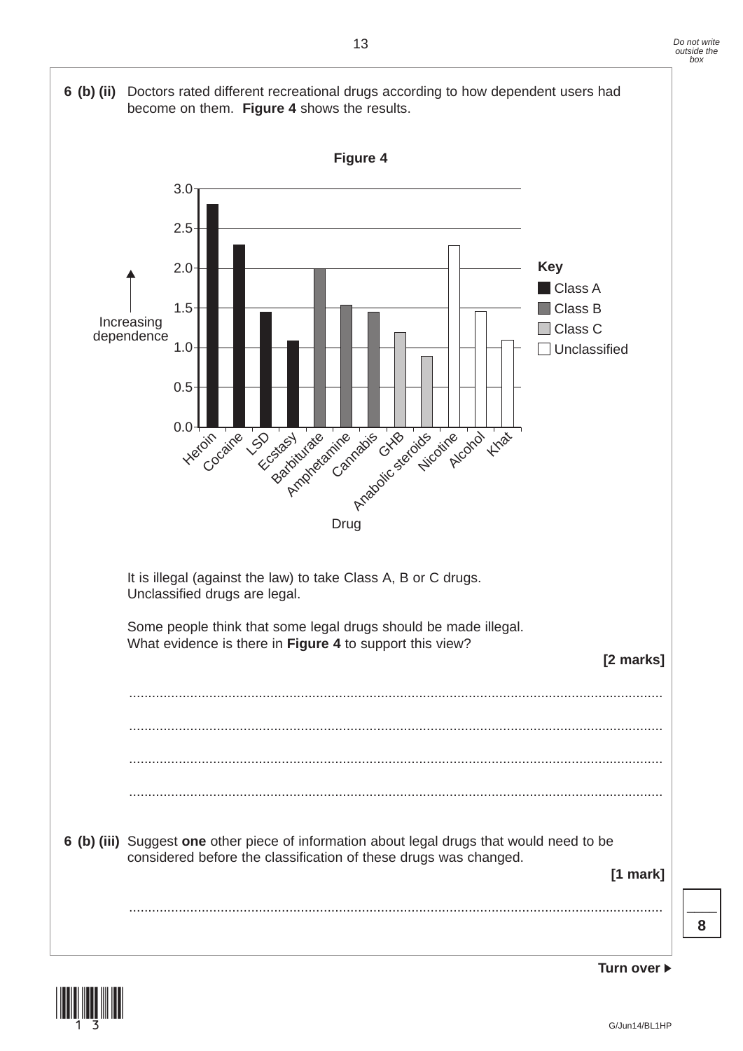**6 (b) (ii)** Doctors rated different recreational drugs according to how dependent users had become on them. **Figure 4** shows the results.

**Figure 4**

| Drug | Class | Increasing dependence |
|---|---|---|
| Heroin | Class A | 2.8 |
| Cocaine | Class A | 2.3 |
| LSD | Class A | 1.45 |
| Ecstasy | Class A | 1.1 |
| Barbiturate | Class B | 2.0 |
| Amphetamine | Class B | 1.55 |
| Cannabis | Class B | 1.45 |
| GHB | Class C | 1.2 |
| Anabolic steroids | Class C | 0.9 |
| Nicotine | Unclassified | 2.3 |
| Alcohol | Unclassified | 1.45 |
| Khat | Unclassified | 1.1 |

It is illegal (against the law) to take Class A, B or C drugs.
Unclassified drugs are legal.

Some people think that some legal drugs should be made illegal.
What evidence is there in **Figure 4** to support this view?

**[2 marks]**

........................................................................................................................................

........................................................................................................................................

........................................................................................................................................

........................................................................................................................................

**6 (b) (iii)** Suggest **one** other piece of information about legal drugs that would need to be considered before the classification of these drugs was changed.

**[1 mark]**

........................................................................................................................................

**8**

Turn over ▶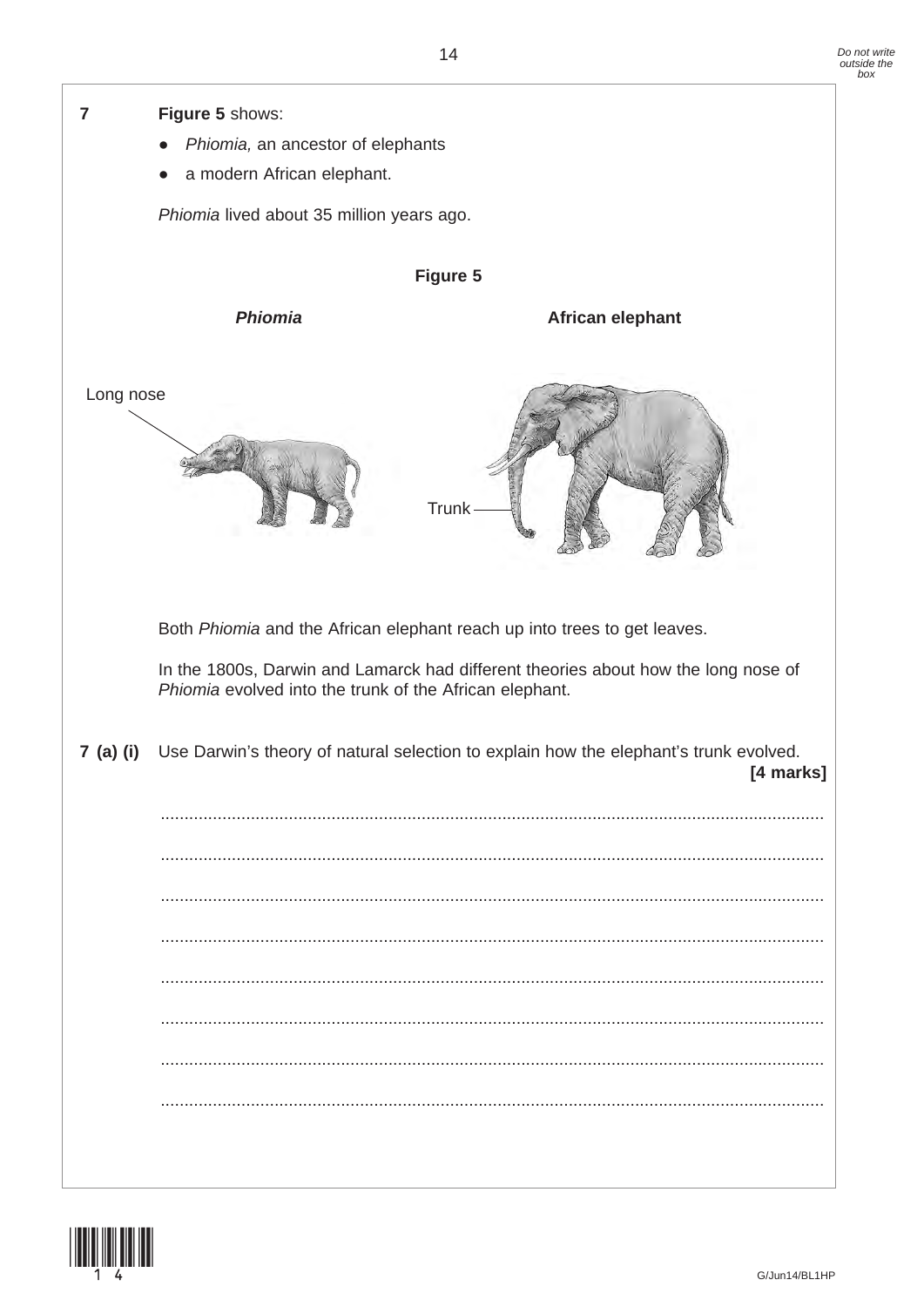**7** **Figure 5** shows:

- *Phiomia,* an ancestor of elephants
- a modern African elephant.

*Phiomia* lived about 35 million years ago.

**Figure 5**

***Phiomia*** **African elephant**

Long nose

Trunk

Both *Phiomia* and the African elephant reach up into trees to get leaves.

In the 1800s, Darwin and Lamarck had different theories about how the long nose of *Phiomia* evolved into the trunk of the African elephant.

**7 (a) (i)** Use Darwin's theory of natural selection to explain how the elephant's trunk evolved. **[4 marks]**

.............................................................................................................................................

.............................................................................................................................................

.............................................................................................................................................

.............................................................................................................................................

.............................................................................................................................................

.............................................................................................................................................

.............................................................................................................................................

.............................................................................................................................................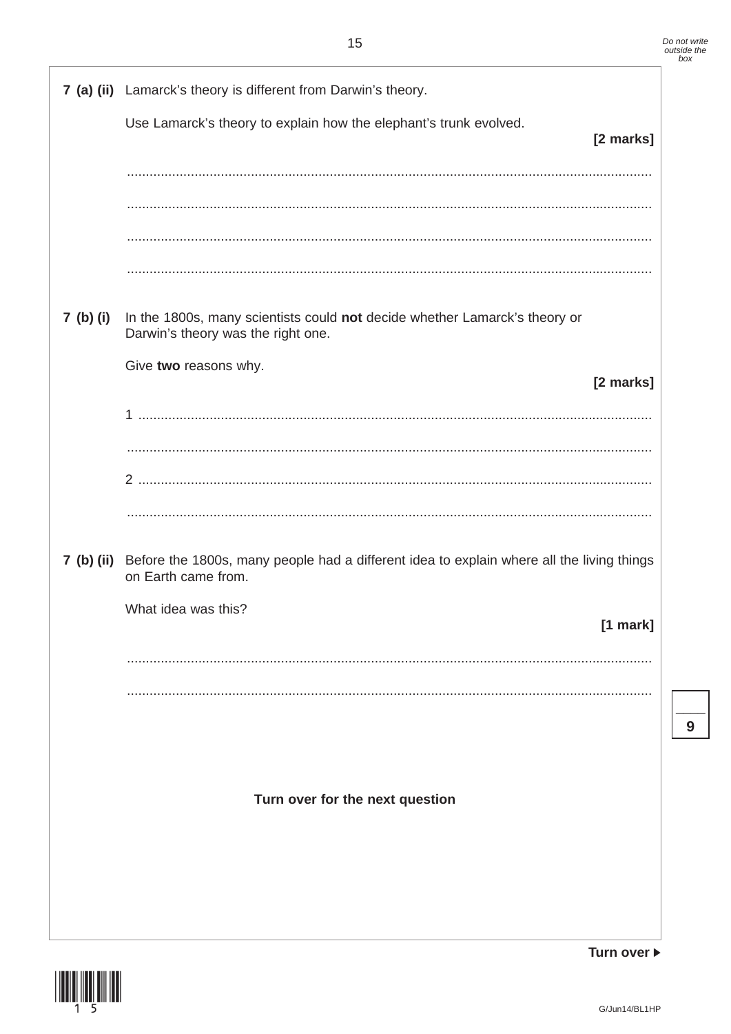**7 (a) (ii)** Lamarck's theory is different from Darwin's theory.

Use Lamarck's theory to explain how the elephant's trunk evolved.

**[2 marks]**

..........................................................................................................................................

..........................................................................................................................................

..........................................................................................................................................

..........................................................................................................................................

**7 (b) (i)** In the 1800s, many scientists could **not** decide whether Lamarck's theory or Darwin's theory was the right one.

Give **two** reasons why.

**[2 marks]**

1 .......................................................................................................................................

..........................................................................................................................................

2 .......................................................................................................................................

..........................................................................................................................................

**7 (b) (ii)** Before the 1800s, many people had a different idea to explain where all the living things on Earth came from.

What idea was this?

**[1 mark]**

..........................................................................................................................................

..........................................................................................................................................

**Turn over for the next question**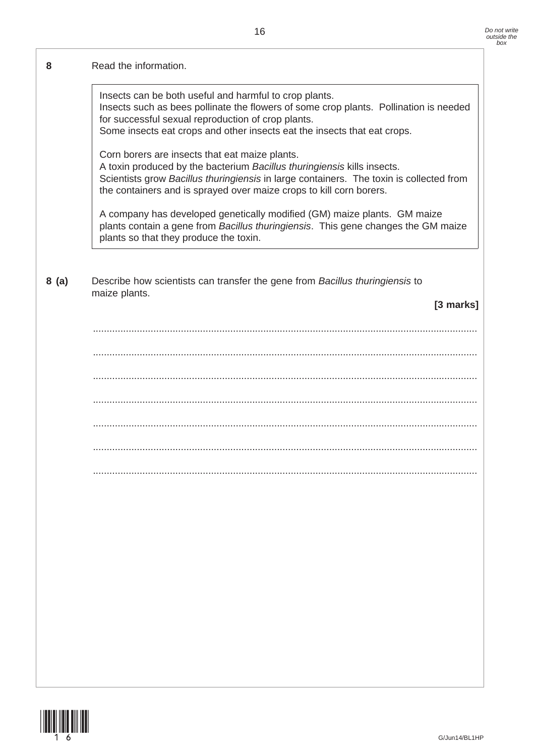**8** Read the information.

> Insects can be both useful and harmful to crop plants.
> Insects such as bees pollinate the flowers of some crop plants. Pollination is needed for successful sexual reproduction of crop plants.
> Some insects eat crops and other insects eat the insects that eat crops.
>
> Corn borers are insects that eat maize plants.
> A toxin produced by the bacterium *Bacillus thuringiensis* kills insects.
> Scientists grow *Bacillus thuringiensis* in large containers. The toxin is collected from the containers and is sprayed over maize crops to kill corn borers.
>
> A company has developed genetically modified (GM) maize plants. GM maize plants contain a gene from *Bacillus thuringiensis*. This gene changes the GM maize plants so that they produce the toxin.

**8 (a)** Describe how scientists can transfer the gene from *Bacillus thuringiensis* to maize plants.

**[3 marks]**

...........................................................................................................................................

...........................................................................................................................................

...........................................................................................................................................

...........................................................................................................................................

...........................................................................................................................................

...........................................................................................................................................

...........................................................................................................................................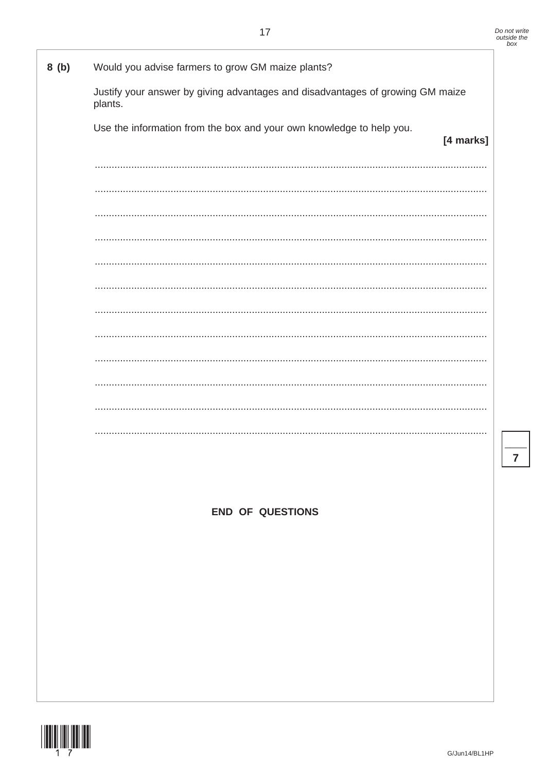**8 (b)** Would you advise farmers to grow GM maize plants?

Justify your answer by giving advantages and disadvantages of growing GM maize plants.

Use the information from the box and your own knowledge to help you.

**[4 marks]**

...........................................................................................................................................

...........................................................................................................................................

...........................................................................................................................................

...........................................................................................................................................

...........................................................................................................................................

...........................................................................................................................................

...........................................................................................................................................

...........................................................................................................................................

...........................................................................................................................................

...........................................................................................................................................

...........................................................................................................................................

...........................................................................................................................................

**7**

**END OF QUESTIONS**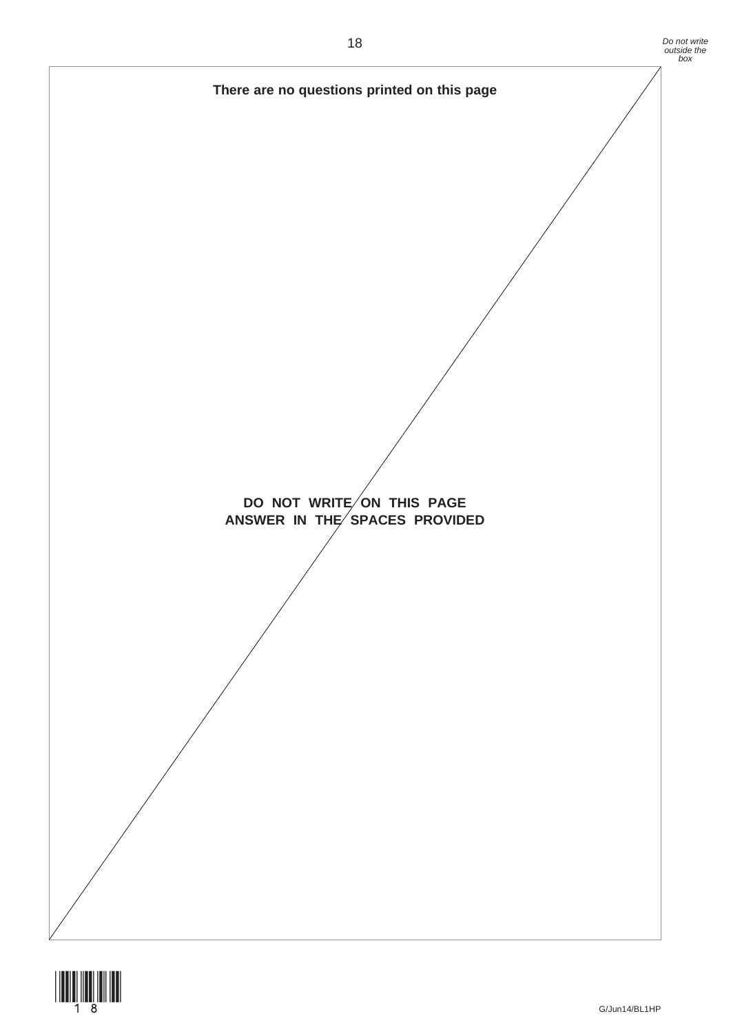**There are no questions printed on this page**

**DO NOT WRITE ON THIS PAGE**
**ANSWER IN THE SPACES PROVIDED**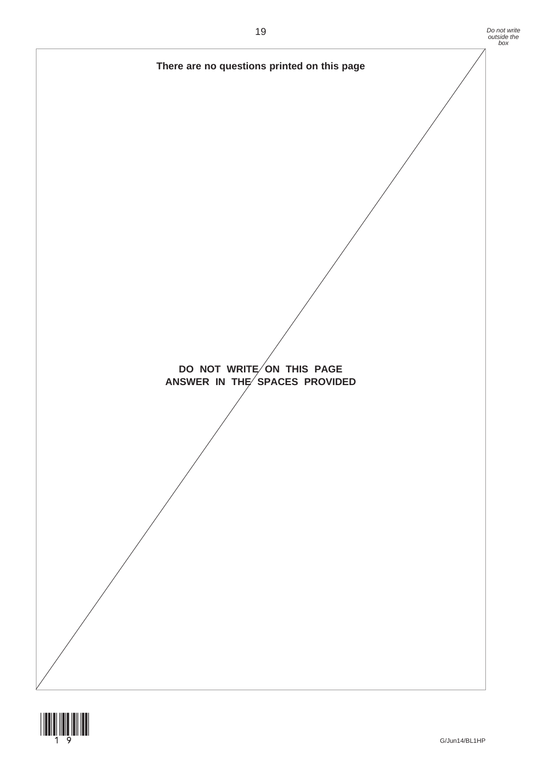**There are no questions printed on this page**

**DO NOT WRITE ON THIS PAGE**
**ANSWER IN THE SPACES PROVIDED**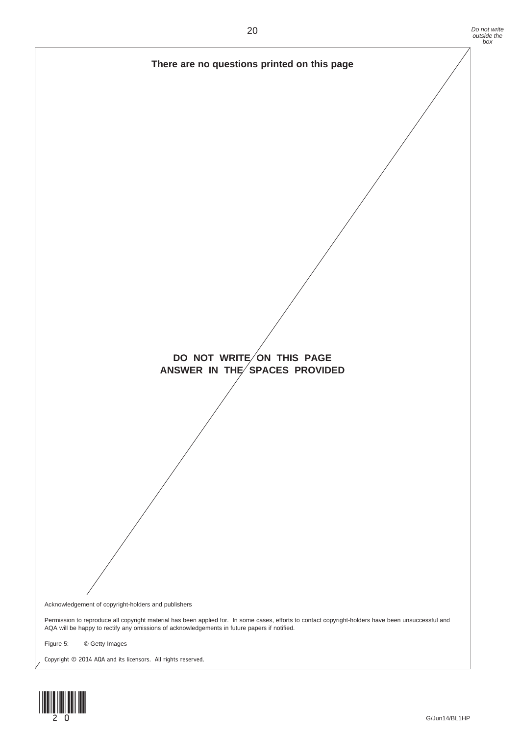**There are no questions printed on this page**

**DO NOT WRITE ON THIS PAGE**
**ANSWER IN THE SPACES PROVIDED**

Acknowledgement of copyright-holders and publishers

Permission to reproduce all copyright material has been applied for. In some cases, efforts to contact copyright-holders have been unsuccessful and AQA will be happy to rectify any omissions of acknowledgements in future papers if notified.

Figure 5: © Getty Images

Copyright © 2014 AQA and its licensors. All rights reserved.